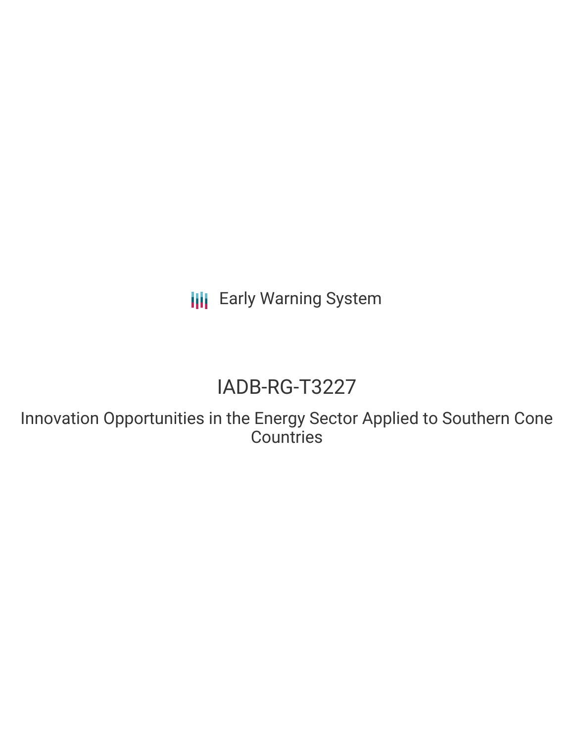Early Warning System

# IADB-RG-T3227

## Innovation Opportunities in the Energy Sector Applied to Southern Cone Countries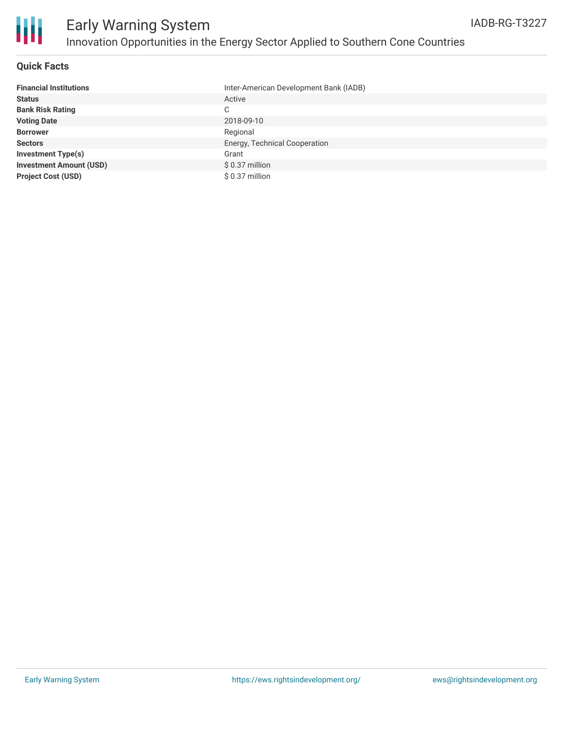# Early Warning System

## Innovation Opportunities in the Energy Sector Applied to Southern Cone Countries

IADB-RG-T3227

### Quick Facts

| | |
|---|---|
| **Financial Institutions** | Inter-American Development Bank (IADB) |
| **Status** | Active |
| **Bank Risk Rating** | C |
| **Voting Date** | 2018-09-10 |
| **Borrower** | Regional |
| **Sectors** | Energy, Technical Cooperation |
| **Investment Type(s)** | Grant |
| **Investment Amount (USD)** | $ 0.37 million |
| **Project Cost (USD)** | $ 0.37 million |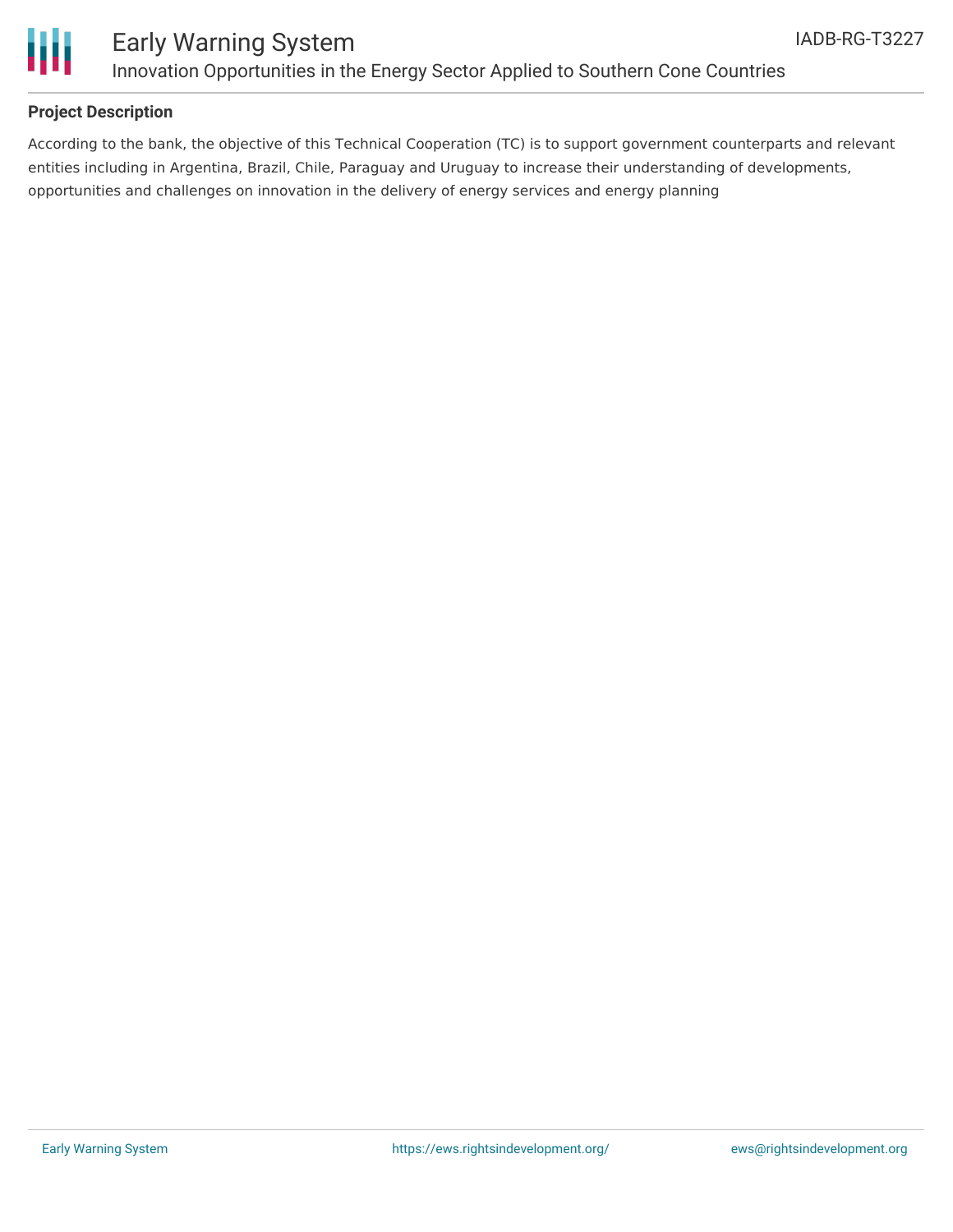## Project Description

According to the bank, the objective of this Technical Cooperation (TC) is to support government counterparts and relevant entities including in Argentina, Brazil, Chile, Paraguay and Uruguay to increase their understanding of developments, opportunities and challenges on innovation in the delivery of energy services and energy planning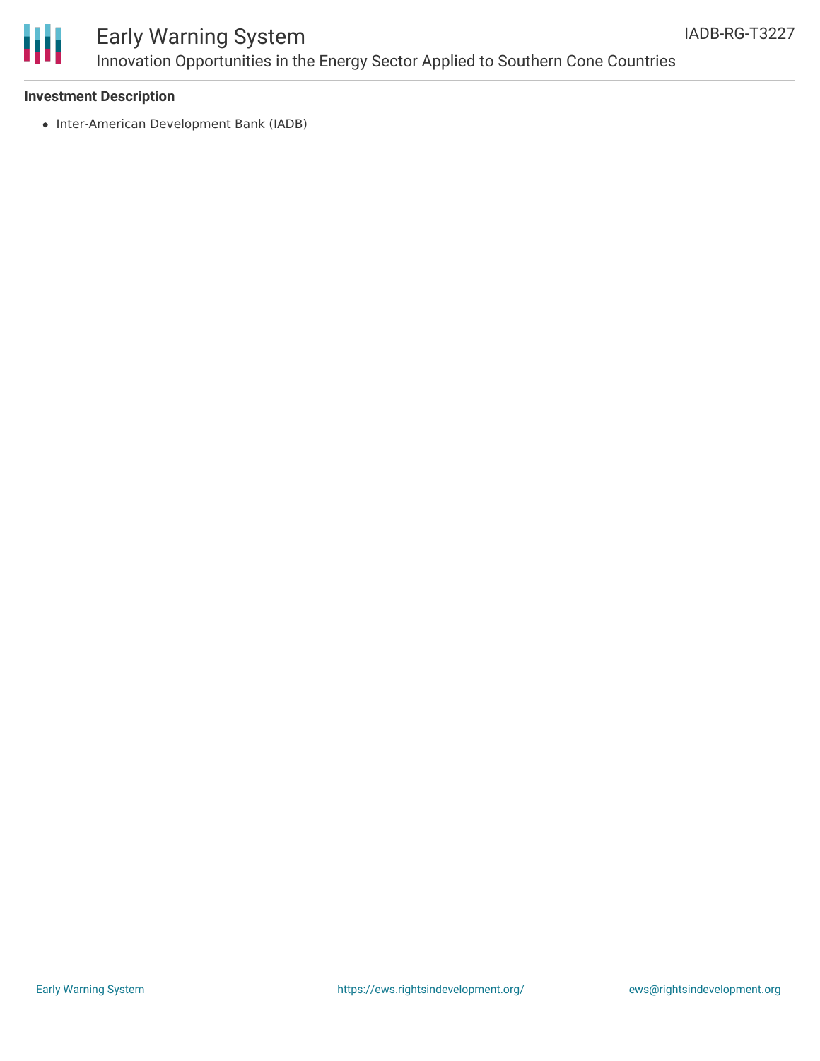**Investment Description**

- Inter-American Development Bank (IADB)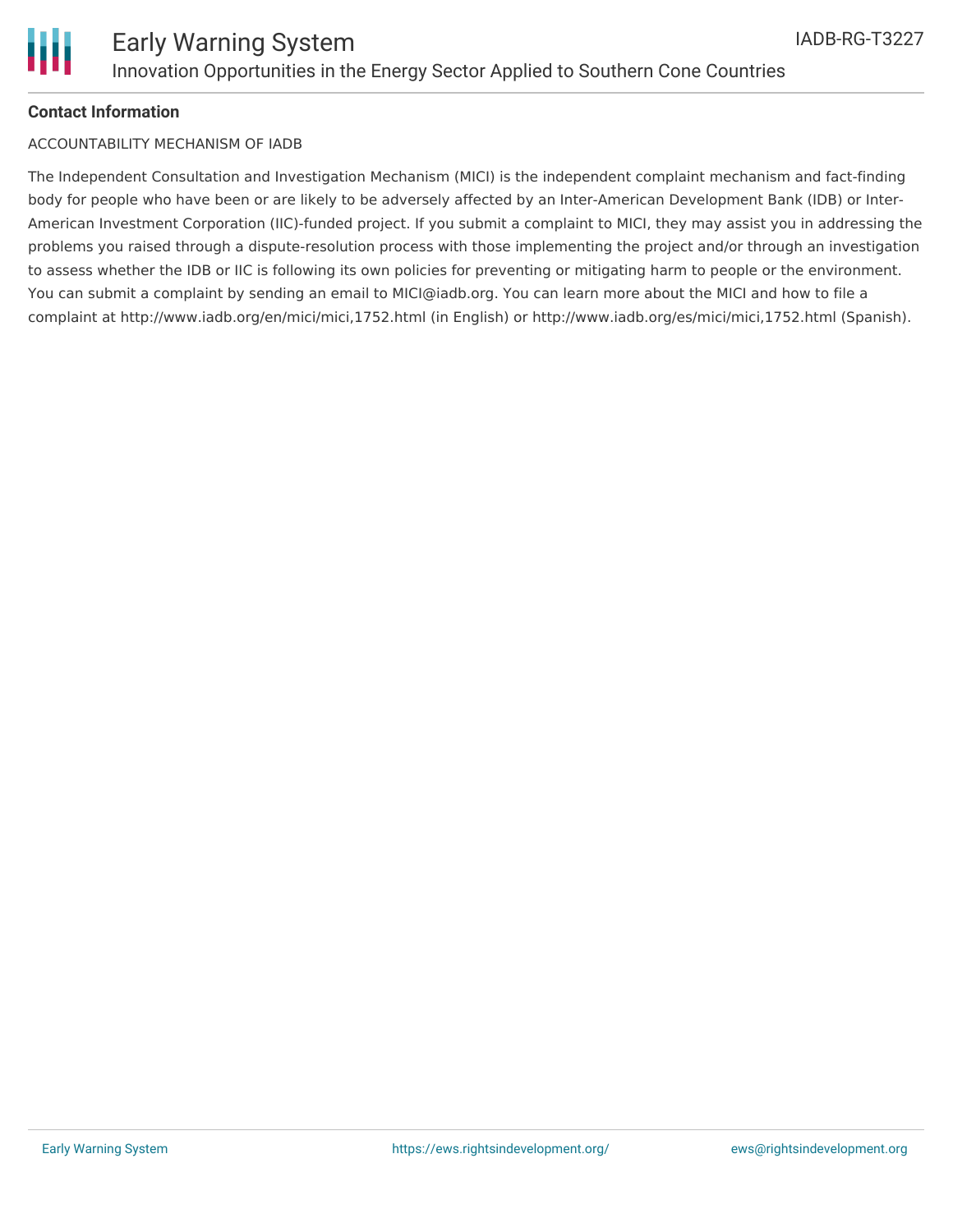**Contact Information**

ACCOUNTABILITY MECHANISM OF IADB

The Independent Consultation and Investigation Mechanism (MICI) is the independent complaint mechanism and fact-finding body for people who have been or are likely to be adversely affected by an Inter-American Development Bank (IDB) or Inter-American Investment Corporation (IIC)-funded project. If you submit a complaint to MICI, they may assist you in addressing the problems you raised through a dispute-resolution process with those implementing the project and/or through an investigation to assess whether the IDB or IIC is following its own policies for preventing or mitigating harm to people or the environment. You can submit a complaint by sending an email to MICI@iadb.org. You can learn more about the MICI and how to file a complaint at http://www.iadb.org/en/mici/mici,1752.html (in English) or http://www.iadb.org/es/mici/mici,1752.html (Spanish).